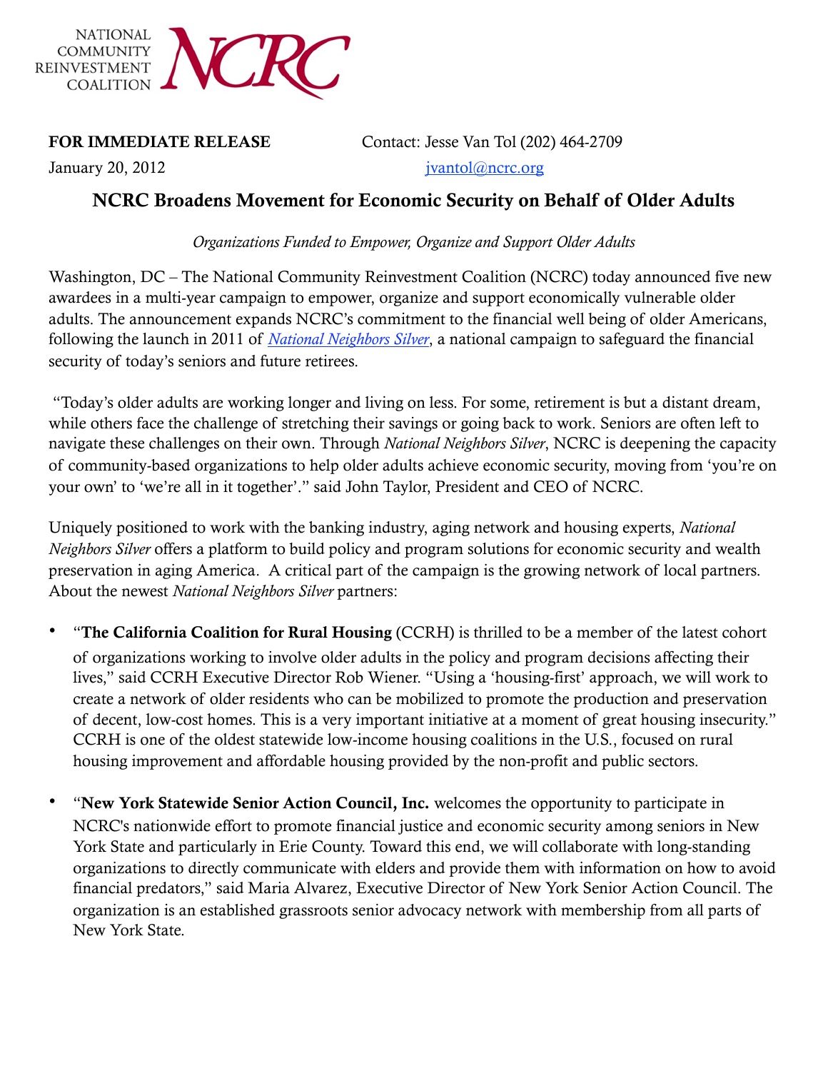NATIONAL COMMUNITY REINVESTMENT COALITION NCRC

**FOR IMMEDIATE RELEASE**
January 20, 2012

Contact: Jesse Van Tol (202) 464-2709
jvantol@ncrc.org

## NCRC Broadens Movement for Economic Security on Behalf of Older Adults

*Organizations Funded to Empower, Organize and Support Older Adults*

Washington, DC – The National Community Reinvestment Coalition (NCRC) today announced five new awardees in a multi-year campaign to empower, organize and support economically vulnerable older adults. The announcement expands NCRC's commitment to the financial well being of older Americans, following the launch in 2011 of *National Neighbors Silver*, a national campaign to safeguard the financial security of today's seniors and future retirees.

"Today's older adults are working longer and living on less. For some, retirement is but a distant dream, while others face the challenge of stretching their savings or going back to work. Seniors are often left to navigate these challenges on their own. Through *National Neighbors Silver*, NCRC is deepening the capacity of community-based organizations to help older adults achieve economic security, moving from 'you're on your own' to 'we're all in it together'." said John Taylor, President and CEO of NCRC.

Uniquely positioned to work with the banking industry, aging network and housing experts, *National Neighbors Silver* offers a platform to build policy and program solutions for economic security and wealth preservation in aging America. A critical part of the campaign is the growing network of local partners. About the newest *National Neighbors Silver* partners:

- "**The California Coalition for Rural Housing** (CCRH) is thrilled to be a member of the latest cohort of organizations working to involve older adults in the policy and program decisions affecting their lives," said CCRH Executive Director Rob Wiener. "Using a 'housing-first' approach, we will work to create a network of older residents who can be mobilized to promote the production and preservation of decent, low-cost homes. This is a very important initiative at a moment of great housing insecurity." CCRH is one of the oldest statewide low-income housing coalitions in the U.S., focused on rural housing improvement and affordable housing provided by the non-profit and public sectors.

- "**New York Statewide Senior Action Council, Inc.** welcomes the opportunity to participate in NCRC's nationwide effort to promote financial justice and economic security among seniors in New York State and particularly in Erie County. Toward this end, we will collaborate with long-standing organizations to directly communicate with elders and provide them with information on how to avoid financial predators," said Maria Alvarez, Executive Director of New York Senior Action Council. The organization is an established grassroots senior advocacy network with membership from all parts of New York State.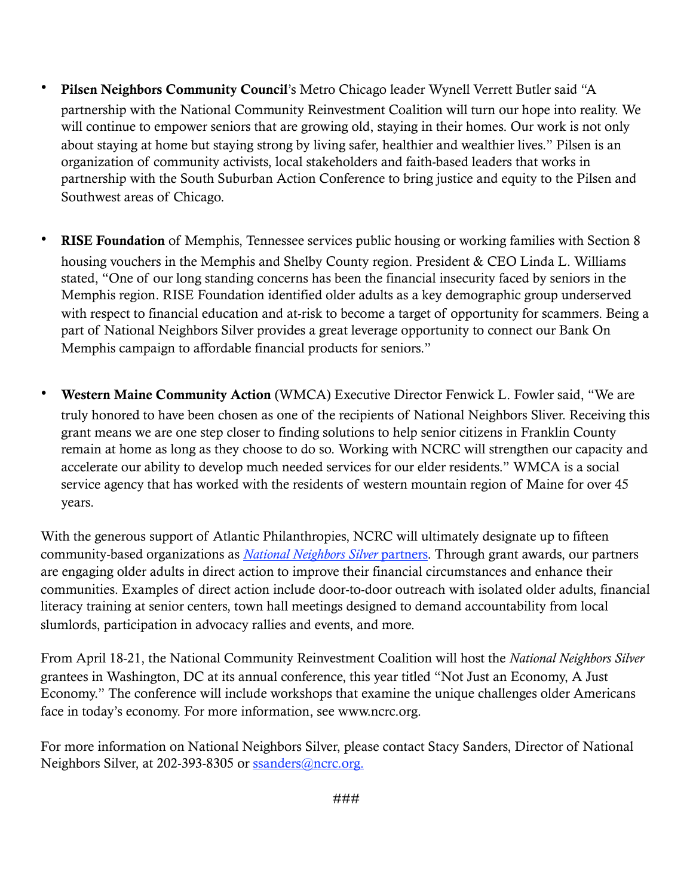- **Pilsen Neighbors Community Council**'s Metro Chicago leader Wynell Verrett Butler said "A partnership with the National Community Reinvestment Coalition will turn our hope into reality. We will continue to empower seniors that are growing old, staying in their homes. Our work is not only about staying at home but staying strong by living safer, healthier and wealthier lives." Pilsen is an organization of community activists, local stakeholders and faith-based leaders that works in partnership with the South Suburban Action Conference to bring justice and equity to the Pilsen and Southwest areas of Chicago.

- **RISE Foundation** of Memphis, Tennessee services public housing or working families with Section 8 housing vouchers in the Memphis and Shelby County region. President & CEO Linda L. Williams stated, "One of our long standing concerns has been the financial insecurity faced by seniors in the Memphis region. RISE Foundation identified older adults as a key demographic group underserved with respect to financial education and at-risk to become a target of opportunity for scammers. Being a part of National Neighbors Silver provides a great leverage opportunity to connect our Bank On Memphis campaign to affordable financial products for seniors."

- **Western Maine Community Action** (WMCA) Executive Director Fenwick L. Fowler said, "We are truly honored to have been chosen as one of the recipients of National Neighbors Sliver. Receiving this grant means we are one step closer to finding solutions to help senior citizens in Franklin County remain at home as long as they choose to do so. Working with NCRC will strengthen our capacity and accelerate our ability to develop much needed services for our elder residents." WMCA is a social service agency that has worked with the residents of western mountain region of Maine for over 45 years.

With the generous support of Atlantic Philanthropies, NCRC will ultimately designate up to fifteen community-based organizations as *National Neighbors Silver* partners. Through grant awards, our partners are engaging older adults in direct action to improve their financial circumstances and enhance their communities. Examples of direct action include door-to-door outreach with isolated older adults, financial literacy training at senior centers, town hall meetings designed to demand accountability from local slumlords, participation in advocacy rallies and events, and more.

From April 18-21, the National Community Reinvestment Coalition will host the *National Neighbors Silver* grantees in Washington, DC at its annual conference, this year titled "Not Just an Economy, A Just Economy." The conference will include workshops that examine the unique challenges older Americans face in today's economy. For more information, see www.ncrc.org.

For more information on National Neighbors Silver, please contact Stacy Sanders, Director of National Neighbors Silver, at 202-393-8305 or ssanders@ncrc.org.

###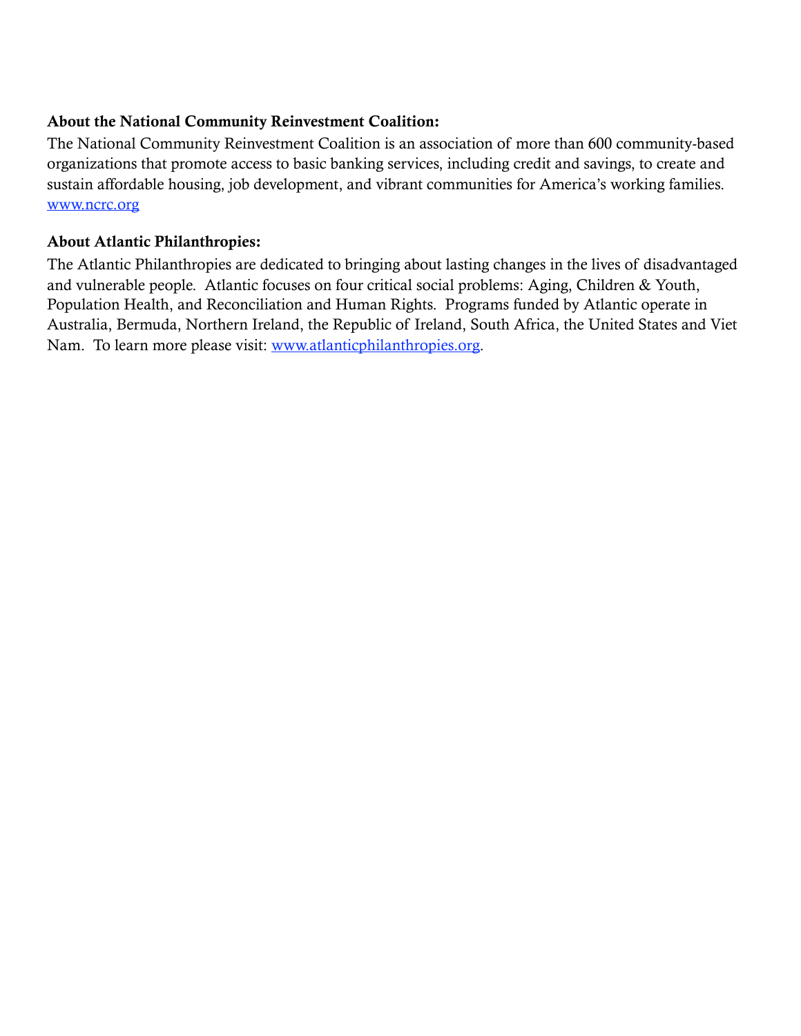**About the National Community Reinvestment Coalition:**

The National Community Reinvestment Coalition is an association of more than 600 community-based organizations that promote access to basic banking services, including credit and savings, to create and sustain affordable housing, job development, and vibrant communities for America's working families. [www.ncrc.org](http://www.ncrc.org)

**About Atlantic Philanthropies:**

The Atlantic Philanthropies are dedicated to bringing about lasting changes in the lives of disadvantaged and vulnerable people. Atlantic focuses on four critical social problems: Aging, Children & Youth, Population Health, and Reconciliation and Human Rights. Programs funded by Atlantic operate in Australia, Bermuda, Northern Ireland, the Republic of Ireland, South Africa, the United States and Viet Nam. To learn more please visit: [www.atlanticphilanthropies.org](http://www.atlanticphilanthropies.org).